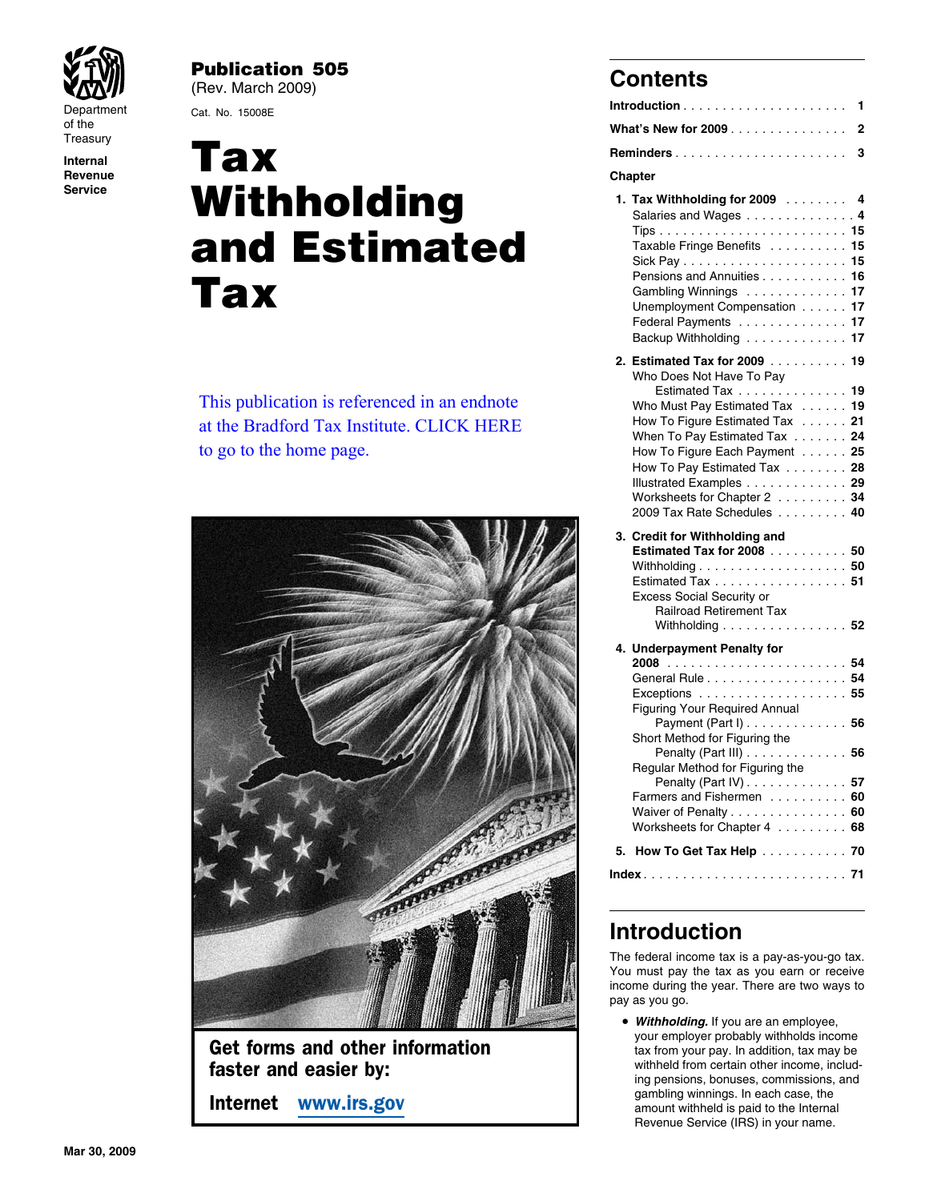Department of the Treasury
Internal Revenue Service

# Publication 505

(Rev. March 2009)

Cat. No. 15008E

# Tax Withholding and Estimated Tax

This publication is referenced in an endnote at the Bradford Tax Institute. CLICK HERE to go to the home page.

**Get forms and other information faster and easier by:**

**Internet** www.irs.gov

Mar 30, 2009

## Contents

**Introduction** . . . . . . . . . . . . . . . . . . . . . 1

**What's New for 2009** . . . . . . . . . . . . . . . 2

**Reminders** . . . . . . . . . . . . . . . . . . . . . . 3

**Chapter**

1. **Tax Withholding for 2009** . . . . . . . . 4
   - Salaries and Wages . . . . . . . . . . . . . . 4
   - Tips . . . . . . . . . . . . . . . . . . . . . . . . 15
   - Taxable Fringe Benefits . . . . . . . . . . 15
   - Sick Pay . . . . . . . . . . . . . . . . . . . . . 15
   - Pensions and Annuities . . . . . . . . . . . 16
   - Gambling Winnings . . . . . . . . . . . . . 17
   - Unemployment Compensation . . . . . . 17
   - Federal Payments . . . . . . . . . . . . . . 17
   - Backup Withholding . . . . . . . . . . . . . 17
2. **Estimated Tax for 2009** . . . . . . . . . . 19
   - Who Does Not Have To Pay Estimated Tax . . . . . . . . . . . . . . 19
   - Who Must Pay Estimated Tax . . . . . . 19
   - How To Figure Estimated Tax . . . . . . 21
   - When To Pay Estimated Tax . . . . . . . 24
   - How To Figure Each Payment . . . . . . 25
   - How To Pay Estimated Tax . . . . . . . . 28
   - Illustrated Examples . . . . . . . . . . . . . 29
   - Worksheets for Chapter 2 . . . . . . . . . 34
   - 2009 Tax Rate Schedules . . . . . . . . . 40
3. **Credit for Withholding and Estimated Tax for 2008** . . . . . . . . . . 50
   - Withholding . . . . . . . . . . . . . . . . . . . 50
   - Estimated Tax . . . . . . . . . . . . . . . . . 51
   - Excess Social Security or Railroad Retirement Tax Withholding . . . . . . . . . . . . . . . . 52
4. **Underpayment Penalty for 2008** . . . . . . . . . . . . . . . . . . . . . . . 54
   - General Rule . . . . . . . . . . . . . . . . . . 54
   - Exceptions . . . . . . . . . . . . . . . . . . . 55
   - Figuring Your Required Annual Payment (Part I) . . . . . . . . . . . . . 56
   - Short Method for Figuring the Penalty (Part III) . . . . . . . . . . . . . 56
   - Regular Method for Figuring the Penalty (Part IV) . . . . . . . . . . . . . 57
   - Farmers and Fishermen . . . . . . . . . . 60
   - Waiver of Penalty . . . . . . . . . . . . . . . 60
   - Worksheets for Chapter 4 . . . . . . . . . 68
5. **How To Get Tax Help** . . . . . . . . . . . 70

**Index** . . . . . . . . . . . . . . . . . . . . . . . . . 71

## Introduction

The federal income tax is a pay-as-you-go tax. You must pay the tax as you earn or receive income during the year. There are two ways to pay as you go.

- ***Withholding.*** If you are an employee, your employer probably withholds income tax from your pay. In addition, tax may be withheld from certain other income, including pensions, bonuses, commissions, and gambling winnings. In each case, the amount withheld is paid to the Internal Revenue Service (IRS) in your name.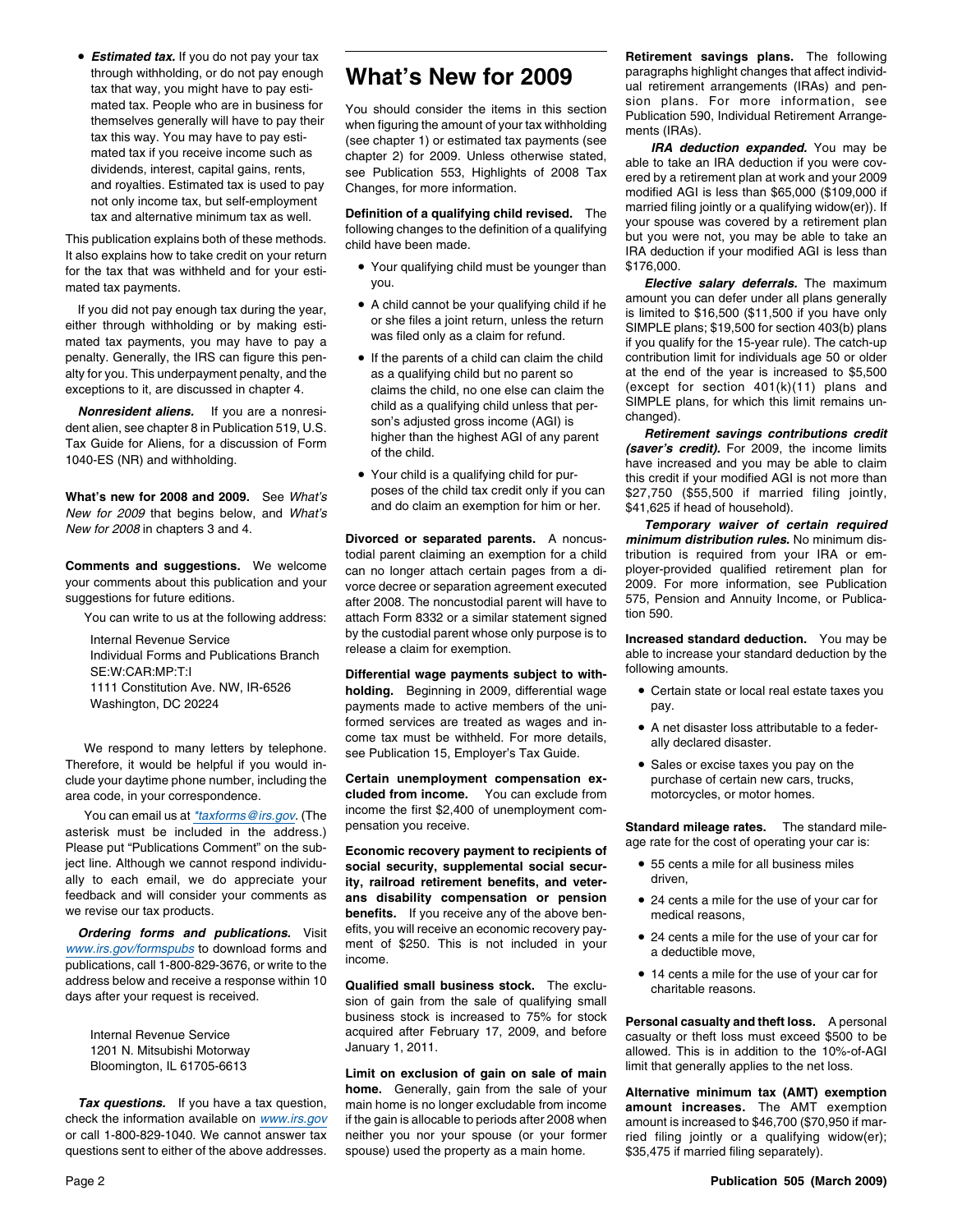- ***Estimated tax.*** If you do not pay your tax through withholding, or do not pay enough tax that way, you might have to pay estimated tax. People who are in business for themselves generally will have to pay their tax this way. You may have to pay estimated tax if you receive income such as dividends, interest, capital gains, rents, and royalties. Estimated tax is used to pay not only income tax, but self-employment tax and alternative minimum tax as well.

This publication explains both of these methods. It also explains how to take credit on your return for the tax that was withheld and for your estimated tax payments.

If you did not pay enough tax during the year, either through withholding or by making estimated tax payments, you may have to pay a penalty. Generally, the IRS can figure this penalty for you. This underpayment penalty, and the exceptions to it, are discussed in chapter 4.

***Nonresident aliens.*** If you are a nonresident alien, see chapter 8 in Publication 519, U.S. Tax Guide for Aliens, for a discussion of Form 1040-ES (NR) and withholding.

**What's new for 2008 and 2009.** See *What's New for 2009* that begins below, and *What's New for 2008* in chapters 3 and 4.

**Comments and suggestions.** We welcome your comments about this publication and your suggestions for future editions.

You can write to us at the following address:

Internal Revenue Service
Individual Forms and Publications Branch
SE:W:CAR:MP:T:I
1111 Constitution Ave. NW, IR-6526
Washington, DC 20224

We respond to many letters by telephone. Therefore, it would be helpful if you would include your daytime phone number, including the area code, in your correspondence.

You can email us at *taxforms@irs.gov*. (The asterisk must be included in the address.) Please put "Publications Comment" on the subject line. Although we cannot respond individually to each email, we do appreciate your feedback and will consider your comments as we revise our tax products.

***Ordering forms and publications.*** Visit www.irs.gov/formspubs to download forms and publications, call 1-800-829-3676, or write to the address below and receive a response within 10 days after your request is received.

Internal Revenue Service
1201 N. Mitsubishi Motorway
Bloomington, IL 61705-6613

***Tax questions.*** If you have a tax question, check the information available on www.irs.gov or call 1-800-829-1040. We cannot answer tax questions sent to either of the above addresses.

# What's New for 2009

You should consider the items in this section when figuring the amount of your tax withholding (see chapter 1) or estimated tax payments (see chapter 2) for 2009. Unless otherwise stated, see Publication 553, Highlights of 2008 Tax Changes, for more information.

**Definition of a qualifying child revised.** The following changes to the definition of a qualifying child have been made.

- Your qualifying child must be younger than you.
- A child cannot be your qualifying child if he or she files a joint return, unless the return was filed only as a claim for refund.
- If the parents of a child can claim the child as a qualifying child but no parent so claims the child, no one else can claim the child as a qualifying child unless that person's adjusted gross income (AGI) is higher than the highest AGI of any parent of the child.
- Your child is a qualifying child for purposes of the child tax credit only if you can and do claim an exemption for him or her.

**Divorced or separated parents.** A noncustodial parent claiming an exemption for a child can no longer attach certain pages from a divorce decree or separation agreement executed after 2008. The noncustodial parent will have to attach Form 8332 or a similar statement signed by the custodial parent whose only purpose is to release a claim for exemption.

**Differential wage payments subject to withholding.** Beginning in 2009, differential wage payments made to active members of the uniformed services are treated as wages and income tax must be withheld. For more details, see Publication 15, Employer's Tax Guide.

**Certain unemployment compensation excluded from income.** You can exclude from income the first $2,400 of unemployment compensation you receive.

**Economic recovery payment to recipients of social security, supplemental social security, railroad retirement benefits, and veterans disability compensation or pension benefits.** If you receive any of the above benefits, you will receive an economic recovery payment of $250. This is not included in your income.

**Qualified small business stock.** The exclusion of gain from the sale of qualifying small business stock is increased to 75% for stock acquired after February 17, 2009, and before January 1, 2011.

**Limit on exclusion of gain on sale of main home.** Generally, gain from the sale of your main home is no longer excludable from income if the gain is allocable to periods after 2008 when neither you nor your spouse (or your former spouse) used the property as a main home.

**Retirement savings plans.** The following paragraphs highlight changes that affect individual retirement arrangements (IRAs) and pension plans. For more information, see Publication 590, Individual Retirement Arrangements (IRAs).

***IRA deduction expanded.*** You may be able to take an IRA deduction if you were covered by a retirement plan at work and your 2009 modified AGI is less than $65,000 ($109,000 if married filing jointly or a qualifying widow(er)). If your spouse was covered by a retirement plan but you were not, you may be able to take an IRA deduction if your modified AGI is less than $176,000.

***Elective salary deferrals.*** The maximum amount you can defer under all plans generally is limited to $16,500 ($11,500 if you have only SIMPLE plans; $19,500 for section 403(b) plans if you qualify for the 15-year rule). The catch-up contribution limit for individuals age 50 or older at the end of the year is increased to $5,500 (except for section 401(k)(11) plans and SIMPLE plans, for which this limit remains unchanged).

***Retirement savings contributions credit (saver's credit).*** For 2009, the income limits have increased and you may be able to claim this credit if your modified AGI is not more than $27,750 ($55,500 if married filing jointly, $41,625 if head of household).

***Temporary waiver of certain required minimum distribution rules.*** No minimum distribution is required from your IRA or employer-provided qualified retirement plan for 2009. For more information, see Publication 575, Pension and Annuity Income, or Publication 590.

**Increased standard deduction.** You may be able to increase your standard deduction by the following amounts.

- Certain state or local real estate taxes you pay.
- A net disaster loss attributable to a federally declared disaster.
- Sales or excise taxes you pay on the purchase of certain new cars, trucks, motorcycles, or motor homes.

**Standard mileage rates.** The standard mileage rate for the cost of operating your car is:

- 55 cents a mile for all business miles driven,
- 24 cents a mile for the use of your car for medical reasons,
- 24 cents a mile for the use of your car for a deductible move,
- 14 cents a mile for the use of your car for charitable reasons.

**Personal casualty and theft loss.** A personal casualty or theft loss must exceed $500 to be allowed. This is in addition to the 10%-of-AGI limit that generally applies to the net loss.

**Alternative minimum tax (AMT) exemption amount increases.** The AMT exemption amount is increased to $46,700 ($70,950 if married filing jointly or a qualifying widow(er); $35,475 if married filing separately).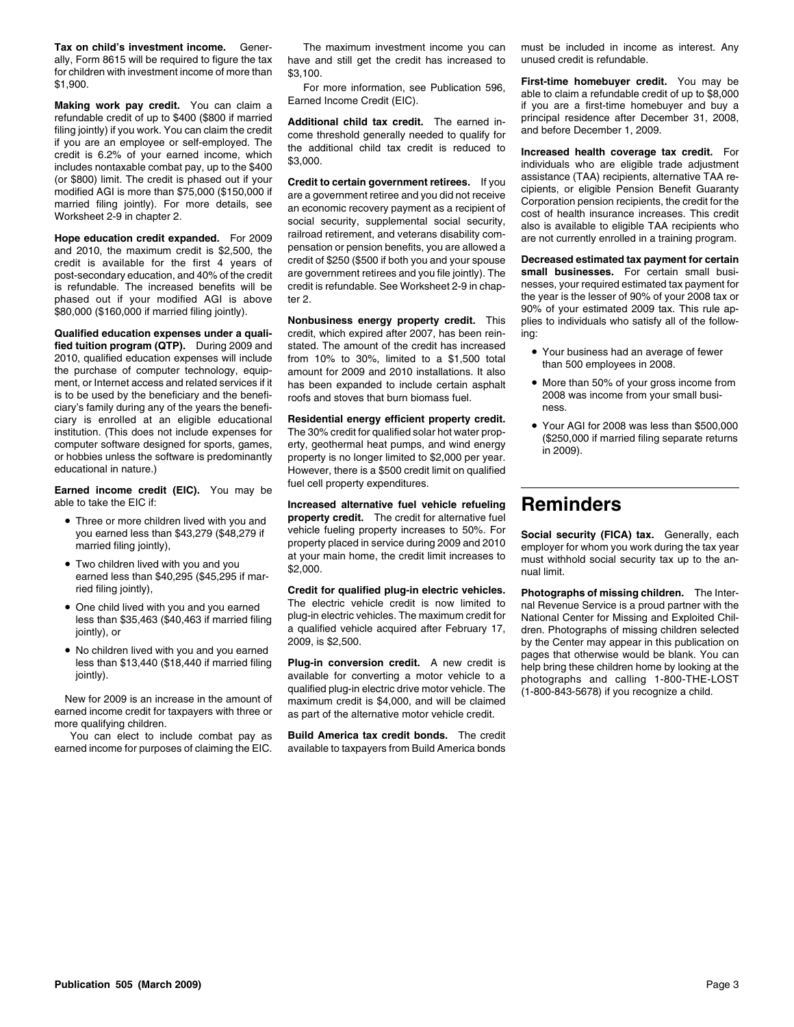**Tax on child's investment income.** Generally, Form 8615 will be required to figure the tax for children with investment income of more than $1,900.

**Making work pay credit.** You can claim a refundable credit of up to $400 ($800 if married filing jointly) if you work. You can claim the credit if you are an employee or self-employed. The credit is 6.2% of your earned income, which includes nontaxable combat pay, up to the $400 (or $800) limit. The credit is phased out if your modified AGI is more than $75,000 ($150,000 if married filing jointly). For more details, see Worksheet 2-9 in chapter 2.

**Hope education credit expanded.** For 2009 and 2010, the maximum credit is $2,500, the credit is available for the first 4 years of post-secondary education, and 40% of the credit is refundable. The increased benefits will be phased out if your modified AGI is above $80,000 ($160,000 if married filing jointly).

**Qualified education expenses under a qualified tuition program (QTP).** During 2009 and 2010, qualified education expenses will include the purchase of computer technology, equipment, or Internet access and related services if it is to be used by the beneficiary and the beneficiary's family during any of the years the beneficiary is enrolled at an eligible educational institution. (This does not include expenses for computer software designed for sports, games, or hobbies unless the software is predominantly educational in nature.)

**Earned income credit (EIC).** You may be able to take the EIC if:

- Three or more children lived with you and you earned less than $43,279 ($48,279 if married filing jointly),
- Two children lived with you and you earned less than $40,295 ($45,295 if married filing jointly),
- One child lived with you and you earned less than $35,463 ($40,463 if married filing jointly), or
- No children lived with you and you earned less than $13,440 ($18,440 if married filing jointly).

New for 2009 is an increase in the amount of earned income credit for taxpayers with three or more qualifying children.

You can elect to include combat pay as earned income for purposes of claiming the EIC.

The maximum investment income you can have and still get the credit has increased to $3,100.

For more information, see Publication 596, Earned Income Credit (EIC).

**Additional child tax credit.** The earned income threshold generally needed to qualify for the additional child tax credit is reduced to $3,000.

**Credit to certain government retirees.** If you are a government retiree and you did not receive an economic recovery payment as a recipient of social security, supplemental social security, railroad retirement, and veterans disability compensation or pension benefits, you are allowed a credit of $250 ($500 if both you and your spouse are government retirees and you file jointly). The credit is refundable. See Worksheet 2-9 in chapter 2.

**Nonbusiness energy property credit.** This credit, which expired after 2007, has been reinstated. The amount of the credit has increased from 10% to 30%, limited to a $1,500 total amount for 2009 and 2010 installations. It also has been expanded to include certain asphalt roofs and stoves that burn biomass fuel.

**Residential energy efficient property credit.** The 30% credit for qualified solar hot water property, geothermal heat pumps, and wind energy property is no longer limited to $2,000 per year. However, there is a $500 credit limit on qualified fuel cell property expenditures.

**Increased alternative fuel vehicle refueling property credit.** The credit for alternative fuel vehicle fueling property increases to 50%. For property placed in service during 2009 and 2010 at your main home, the credit limit increases to $2,000.

**Credit for qualified plug-in electric vehicles.** The electric vehicle credit is now limited to plug-in electric vehicles. The maximum credit for a qualified vehicle acquired after February 17, 2009, is $2,500.

**Plug-in conversion credit.** A new credit is available for converting a motor vehicle to a qualified plug-in electric drive motor vehicle. The maximum credit is $4,000, and will be claimed as part of the alternative motor vehicle credit.

**Build America tax credit bonds.** The credit available to taxpayers from Build America bonds must be included in income as interest. Any unused credit is refundable.

**First-time homebuyer credit.** You may be able to claim a refundable credit of up to $8,000 if you are a first-time homebuyer and buy a principal residence after December 31, 2008, and before December 1, 2009.

**Increased health coverage tax credit.** For individuals who are eligible trade adjustment assistance (TAA) recipients, alternative TAA recipients, or eligible Pension Benefit Guaranty Corporation pension recipients, the credit for the cost of health insurance increases. This credit also is available to eligible TAA recipients who are not currently enrolled in a training program.

**Decreased estimated tax payment for certain small businesses.** For certain small businesses, your required estimated tax payment for the year is the lesser of 90% of your 2008 tax or 90% of your estimated 2009 tax. This rule applies to individuals who satisfy all of the following:

- Your business had an average of fewer than 500 employees in 2008.
- More than 50% of your gross income from 2008 was income from your small business.
- Your AGI for 2008 was less than $500,000 ($250,000 if married filing separate returns in 2009).

# Reminders

**Social security (FICA) tax.** Generally, each employer for whom you work during the tax year must withhold social security tax up to the annual limit.

**Photographs of missing children.** The Internal Revenue Service is a proud partner with the National Center for Missing and Exploited Children. Photographs of missing children selected by the Center may appear in this publication on pages that otherwise would be blank. You can help bring these children home by looking at the photographs and calling 1-800-THE-LOST (1-800-843-5678) if you recognize a child.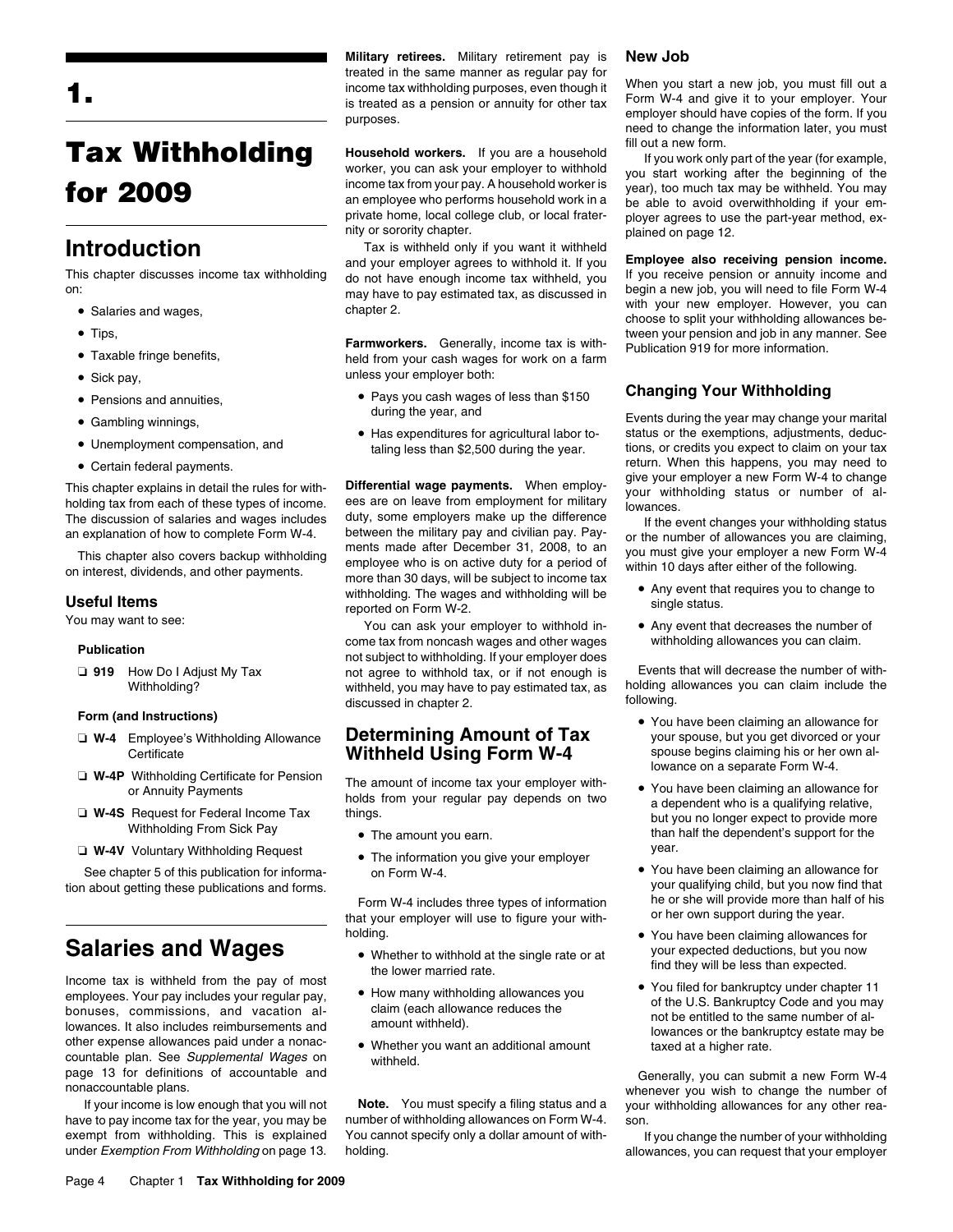# 1.

# Tax Withholding for 2009

## Introduction

This chapter discusses income tax withholding on:

- Salaries and wages,
- Tips,
- Taxable fringe benefits,
- Sick pay,
- Pensions and annuities,
- Gambling winnings,
- Unemployment compensation, and
- Certain federal payments.

This chapter explains in detail the rules for withholding tax from each of these types of income. The discussion of salaries and wages includes an explanation of how to complete Form W-4.

This chapter also covers backup withholding on interest, dividends, and other payments.

### Useful Items

You may want to see:

**Publication**

- ❑ **919** How Do I Adjust My Tax Withholding?

**Form (and Instructions)**

- ❑ **W-4** Employee's Withholding Allowance Certificate
- ❑ **W-4P** Withholding Certificate for Pension or Annuity Payments
- ❑ **W-4S** Request for Federal Income Tax Withholding From Sick Pay
- ❑ **W-4V** Voluntary Withholding Request

See chapter 5 of this publication for information about getting these publications and forms.

## Salaries and Wages

Income tax is withheld from the pay of most employees. Your pay includes your regular pay, bonuses, commissions, and vacation allowances. It also includes reimbursements and other expense allowances paid under a nonaccountable plan. See *Supplemental Wages* on page 13 for definitions of accountable and nonaccountable plans.

If your income is low enough that you will not have to pay income tax for the year, you may be exempt from withholding. This is explained under *Exemption From Withholding* on page 13.

**Military retirees.** Military retirement pay is treated in the same manner as regular pay for income tax withholding purposes, even though it is treated as a pension or annuity for other tax purposes.

**Household workers.** If you are a household worker, you can ask your employer to withhold income tax from your pay. A household worker is an employee who performs household work in a private home, local college club, or local fraternity or sorority chapter.

Tax is withheld only if you want it withheld and your employer agrees to withhold it. If you do not have enough income tax withheld, you may have to pay estimated tax, as discussed in chapter 2.

**Farmworkers.** Generally, income tax is withheld from your cash wages for work on a farm unless your employer both:

- Pays you cash wages of less than $150 during the year, and
- Has expenditures for agricultural labor totaling less than $2,500 during the year.

**Differential wage payments.** When employees are on leave from employment for military duty, some employers make up the difference between the military pay and civilian pay. Payments made after December 31, 2008, to an employee who is on active duty for a period of more than 30 days, will be subject to income tax withholding. The wages and withholding will be reported on Form W-2.

You can ask your employer to withhold income tax from noncash wages and other wages not subject to withholding. If your employer does not agree to withhold tax, or if not enough is withheld, you may have to pay estimated tax, as discussed in chapter 2.

## Determining Amount of Tax Withheld Using Form W-4

The amount of income tax your employer withholds from your regular pay depends on two things.

- The amount you earn.
- The information you give your employer on Form W-4.

Form W-4 includes three types of information that your employer will use to figure your withholding.

- Whether to withhold at the single rate or at the lower married rate.
- How many withholding allowances you claim (each allowance reduces the amount withheld).
- Whether you want an additional amount withheld.

**Note.** You must specify a filing status and a number of withholding allowances on Form W-4. You cannot specify only a dollar amount of withholding.

### New Job

When you start a new job, you must fill out a Form W-4 and give it to your employer. Your employer should have copies of the form. If you need to change the information later, you must fill out a new form.

If you work only part of the year (for example, you start working after the beginning of the year), too much tax may be withheld. You may be able to avoid overwithholding if your employer agrees to use the part-year method, explained on page 12.

**Employee also receiving pension income.** If you receive pension or annuity income and begin a new job, you will need to file Form W-4 with your new employer. However, you can choose to split your withholding allowances between your pension and job in any manner. See Publication 919 for more information.

### Changing Your Withholding

Events during the year may change your marital status or the exemptions, adjustments, deductions, or credits you expect to claim on your tax return. When this happens, you may need to give your employer a new Form W-4 to change your withholding status or number of allowances.

If the event changes your withholding status or the number of allowances you are claiming, you must give your employer a new Form W-4 within 10 days after either of the following.

- Any event that requires you to change to single status.
- Any event that decreases the number of withholding allowances you can claim.

Events that will decrease the number of withholding allowances you can claim include the following.

- You have been claiming an allowance for your spouse, but you get divorced or your spouse begins claiming his or her own allowance on a separate Form W-4.
- You have been claiming an allowance for a dependent who is a qualifying relative, but you no longer expect to provide more than half the dependent's support for the year.
- You have been claiming an allowance for your qualifying child, but you now find that he or she will provide more than half of his or her own support during the year.
- You have been claiming allowances for your expected deductions, but you now find they will be less than expected.
- You filed for bankruptcy under chapter 11 of the U.S. Bankruptcy Code and you may not be entitled to the same number of allowances or the bankruptcy estate may be taxed at a higher rate.

Generally, you can submit a new Form W-4 whenever you wish to change the number of your withholding allowances for any other reason.

If you change the number of your withholding allowances, you can request that your employer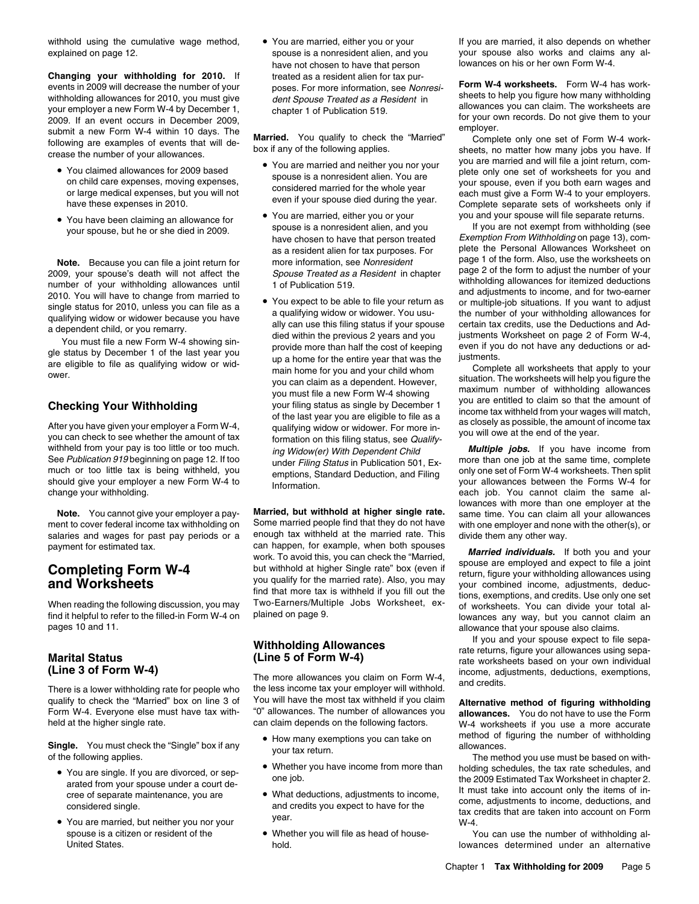withhold using the cumulative wage method, explained on page 12.

**Changing your withholding for 2010.** If events in 2009 will decrease the number of your withholding allowances for 2010, you must give your employer a new Form W-4 by December 1, 2009. If an event occurs in December 2009, submit a new Form W-4 within 10 days. The following are examples of events that will decrease the number of your allowances.

- You claimed allowances for 2009 based on child care expenses, moving expenses, or large medical expenses, but you will not have these expenses in 2010.
- You have been claiming an allowance for your spouse, but he or she died in 2009.

**Note.** Because you can file a joint return for 2009, your spouse's death will not affect the number of your withholding allowances until 2010. You will have to change from married to single status for 2010, unless you can file as a qualifying widow or widower because you have a dependent child, or you remarry.

You must file a new Form W-4 showing single status by December 1 of the last year you are eligible to file as qualifying widow or widower.

## Checking Your Withholding

After you have given your employer a Form W-4, you can check to see whether the amount of tax withheld from your pay is too little or too much. See *Publication 919* beginning on page 12. If too much or too little tax is being withheld, you should give your employer a new Form W-4 to change your withholding.

**Note.** You cannot give your employer a payment to cover federal income tax withholding on salaries and wages for past pay periods or a payment for estimated tax.

# Completing Form W-4 and Worksheets

When reading the following discussion, you may find it helpful to refer to the filled-in Form W-4 on pages 10 and 11.

## Marital Status (Line 3 of Form W-4)

There is a lower withholding rate for people who qualify to check the "Married" box on line 3 of Form W-4. Everyone else must have tax withheld at the higher single rate.

**Single.** You must check the "Single" box if any of the following applies.

- You are single. If you are divorced, or separated from your spouse under a court decree of separate maintenance, you are considered single.
- You are married, but neither you nor your spouse is a citizen or resident of the United States.
- You are married, either you or your spouse is a nonresident alien, and you have not chosen to have that person treated as a resident alien for tax purposes. For more information, see *Nonresident Spouse Treated as a Resident* in chapter 1 of Publication 519.

**Married.** You qualify to check the "Married" box if any of the following applies.

- You are married and neither you nor your spouse is a nonresident alien. You are considered married for the whole year even if your spouse died during the year.
- You are married, either you or your spouse is a nonresident alien, and you have chosen to have that person treated as a resident alien for tax purposes. For more information, see *Nonresident Spouse Treated as a Resident* in chapter 1 of Publication 519.
- You expect to be able to file your return as a qualifying widow or widower. You usually can use this filing status if your spouse died within the previous 2 years and you provide more than half the cost of keeping up a home for the entire year that was the main home for you and your child whom you can claim as a dependent. However, you must file a new Form W-4 showing your filing status as single by December 1 of the last year you are eligible to file as a qualifying widow or widower. For more information on this filing status, see *Qualifying Widow(er) With Dependent Child* under *Filing Status* in Publication 501, Exemptions, Standard Deduction, and Filing Information.

**Married, but withhold at higher single rate.** Some married people find that they do not have enough tax withheld at the married rate. This can happen, for example, when both spouses work. To avoid this, you can check the "Married, but withhold at higher Single rate" box (even if you qualify for the married rate). Also, you may find that more tax is withheld if you fill out the Two-Earners/Multiple Jobs Worksheet, explained on page 9.

## Withholding Allowances (Line 5 of Form W-4)

The more allowances you claim on Form W-4, the less income tax your employer will withhold. You will have the most tax withheld if you claim "0" allowances. The number of allowances you can claim depends on the following factors.

- How many exemptions you can take on your tax return.
- Whether you have income from more than one job.
- What deductions, adjustments to income, and credits you expect to have for the year.
- Whether you will file as head of household.

If you are married, it also depends on whether your spouse also works and claims any allowances on his or her own Form W-4.

**Form W-4 worksheets.** Form W-4 has worksheets to help you figure how many withholding allowances you can claim. The worksheets are for your own records. Do not give them to your employer.

Complete only one set of Form W-4 worksheets, no matter how many jobs you have. If you are married and will file a joint return, complete only one set of worksheets for you and your spouse, even if you both earn wages and each must give a Form W-4 to your employers. Complete separate sets of worksheets only if you and your spouse will file separate returns.

If you are not exempt from withholding (see *Exemption From Withholding* on page 13), complete the Personal Allowances Worksheet on page 1 of the form. Also, use the worksheets on page 2 of the form to adjust the number of your withholding allowances for itemized deductions and adjustments to income, and for two-earner or multiple-job situations. If you want to adjust the number of your withholding allowances for certain tax credits, use the Deductions and Adjustments Worksheet on page 2 of Form W-4, even if you do not have any deductions or adjustments.

Complete all worksheets that apply to your situation. The worksheets will help you figure the maximum number of withholding allowances you are entitled to claim so that the amount of income tax withheld from your wages will match, as closely as possible, the amount of income tax you will owe at the end of the year.

***Multiple jobs.*** If you have income from more than one job at the same time, complete only one set of Form W-4 worksheets. Then split your allowances between the Forms W-4 for each job. You cannot claim the same allowances with more than one employer at the same time. You can claim all your allowances with one employer and none with the other(s), or divide them any other way.

***Married individuals.*** If both you and your spouse are employed and expect to file a joint return, figure your withholding allowances using your combined income, adjustments, deductions, exemptions, and credits. Use only one set of worksheets. You can divide your total allowances any way, but you cannot claim an allowance that your spouse also claims.

If you and your spouse expect to file separate returns, figure your allowances using separate worksheets based on your own individual income, adjustments, deductions, exemptions, and credits.

**Alternative method of figuring withholding allowances.** You do not have to use the Form W-4 worksheets if you use a more accurate method of figuring the number of withholding allowances.

The method you use must be based on withholding schedules, the tax rate schedules, and the 2009 Estimated Tax Worksheet in chapter 2. It must take into account only the items of income, adjustments to income, deductions, and tax credits that are taken into account on Form W-4.

You can use the number of withholding allowances determined under an alternative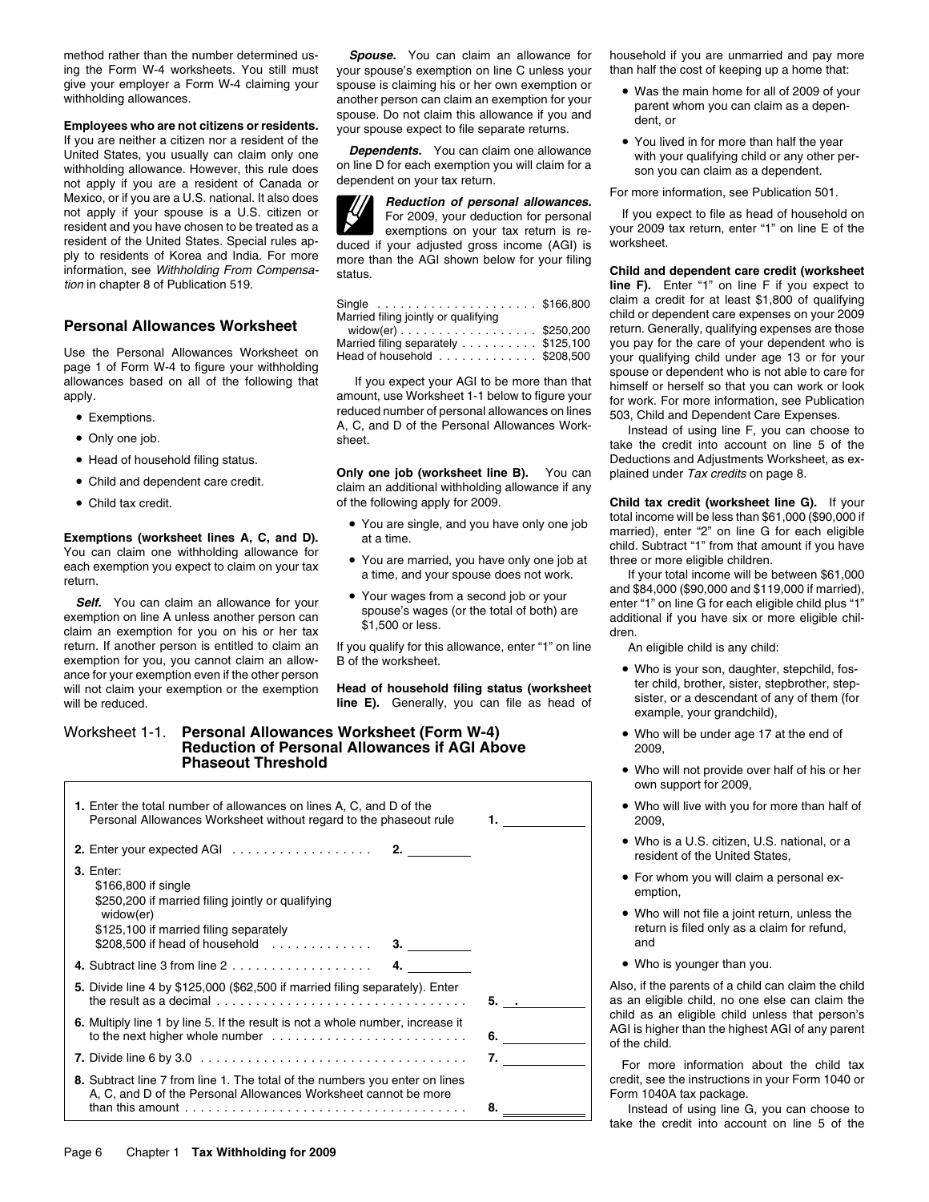method rather than the number determined using the Form W-4 worksheets. You still must give your employer a Form W-4 claiming your withholding allowances.

**Employees who are not citizens or residents.** If you are neither a citizen nor a resident of the United States, you usually can claim only one withholding allowance. However, this rule does not apply if you are a resident of Canada or Mexico, or if you are a U.S. national. It also does not apply if your spouse is a U.S. citizen or resident and you have chosen to be treated as a resident of the United States. Special rules apply to residents of Korea and India. For more information, see *Withholding From Compensation* in chapter 8 of Publication 519.

## Personal Allowances Worksheet

Use the Personal Allowances Worksheet on page 1 of Form W-4 to figure your withholding allowances based on all of the following that apply.

- Exemptions.
- Only one job.
- Head of household filing status.
- Child and dependent care credit.
- Child tax credit.

**Exemptions (worksheet lines A, C, and D).** You can claim one withholding allowance for each exemption you expect to claim on your tax return.

***Self.*** You can claim an allowance for your exemption on line A unless another person can claim an exemption for you on his or her tax return. If another person is entitled to claim an exemption for you, you cannot claim an allowance for your exemption even if the other person will not claim your exemption or the exemption will be reduced.

***Spouse.*** You can claim an allowance for your spouse's exemption on line C unless your spouse is claiming his or her own exemption or another person can claim an exemption for your spouse. Do not claim this allowance if you and your spouse expect to file separate returns.

***Dependents.*** You can claim one allowance on line D for each exemption you will claim for a dependent on your tax return.

***Reduction of personal allowances.*** For 2009, your deduction for personal exemptions on your tax return is reduced if your adjusted gross income (AGI) is more than the AGI shown below for your filing status.

| | |
|---|---|
| Single | $166,800 |
| Married filing jointly or qualifying widow(er) | $250,200 |
| Married filing separately | $125,100 |
| Head of household | $208,500 |

If you expect your AGI to be more than that amount, use Worksheet 1-1 below to figure your reduced number of personal allowances on lines A, C, and D of the Personal Allowances Worksheet.

**Only one job (worksheet line B).** You can claim an additional withholding allowance if any of the following apply for 2009.

- You are single, and you have only one job at a time.
- You are married, you have only one job at a time, and your spouse does not work.
- Your wages from a second job or your spouse's wages (or the total of both) are $1,500 or less.

If you qualify for this allowance, enter "1" on line B of the worksheet.

**Head of household filing status (worksheet line E).** Generally, you can file as head of household if you are unmarried and pay more than half the cost of keeping up a home that:

- Was the main home for all of 2009 of your parent whom you can claim as a dependent, or
- You lived in for more than half the year with your qualifying child or any other person you can claim as a dependent.

For more information, see Publication 501.

If you expect to file as head of household on your 2009 tax return, enter "1" on line E of the worksheet.

**Child and dependent care credit (worksheet line F).** Enter "1" on line F if you expect to claim a credit for at least $1,800 of qualifying child or dependent care expenses on your 2009 return. Generally, qualifying expenses are those you pay for the care of your dependent who is your qualifying child under age 13 or for your spouse or dependent who is not able to care for himself or herself so that you can work or look for work. For more information, see Publication 503, Child and Dependent Care Expenses.

Instead of using line F, you can choose to take the credit into account on line 5 of the Deductions and Adjustments Worksheet, as explained under *Tax credits* on page 8.

**Child tax credit (worksheet line G).** If your total income will be less than $61,000 ($90,000 if married), enter "2" on line G for each eligible child. Subtract "1" from that amount if you have three or more eligible children.

If your total income will be between $61,000 and $84,000 ($90,000 and $119,000 if married), enter "1" on line G for each eligible child plus "1" additional if you have six or more eligible children.

An eligible child is any child:

- Who is your son, daughter, stepchild, foster child, brother, sister, stepbrother, stepsister, or a descendant of any of them (for example, your grandchild),
- Who will be under age 17 at the end of 2009,
- Who will not provide over half of his or her own support for 2009,
- Who will live with you for more than half of 2009,
- Who is a U.S. citizen, U.S. national, or a resident of the United States,
- For whom you will claim a personal exemption,
- Who will not file a joint return, unless the return is filed only as a claim for refund, and
- Who is younger than you.

Also, if the parents of a child can claim the child as an eligible child, no one else can claim the child as an eligible child unless that person's AGI is higher than the highest AGI of any parent of the child.

For more information about the child tax credit, see the instructions in your Form 1040 or Form 1040A tax package.

Instead of using line G, you can choose to take the credit into account on line 5 of the

### Worksheet 1-1. Personal Allowances Worksheet (Form W-4) Reduction of Personal Allowances if AGI Above Phaseout Threshold

| | | |
|---|---|---|
| **1.** Enter the total number of allowances on lines A, C, and D of the Personal Allowances Worksheet without regard to the phaseout rule | | **1.** _______ |
| **2.** Enter your expected AGI | **2.** _______ | |
| **3.** Enter: $166,800 if single; $250,200 if married filing jointly or qualifying widow(er); $125,100 if married filing separately; $208,500 if head of household | **3.** _______ | |
| **4.** Subtract line 3 from line 2 | **4.** _______ | |
| **5.** Divide line 4 by $125,000 ($62,500 if married filing separately). Enter the result as a decimal | | **5.** ___.___ |
| **6.** Multiply line 1 by line 5. If the result is not a whole number, increase it to the next higher whole number | | **6.** _______ |
| **7.** Divide line 6 by 3.0 | | **7.** _______ |
| **8.** Subtract line 7 from line 1. The total of the numbers you enter on lines A, C, and D of the Personal Allowances Worksheet cannot be more than this amount | | **8.** _______ |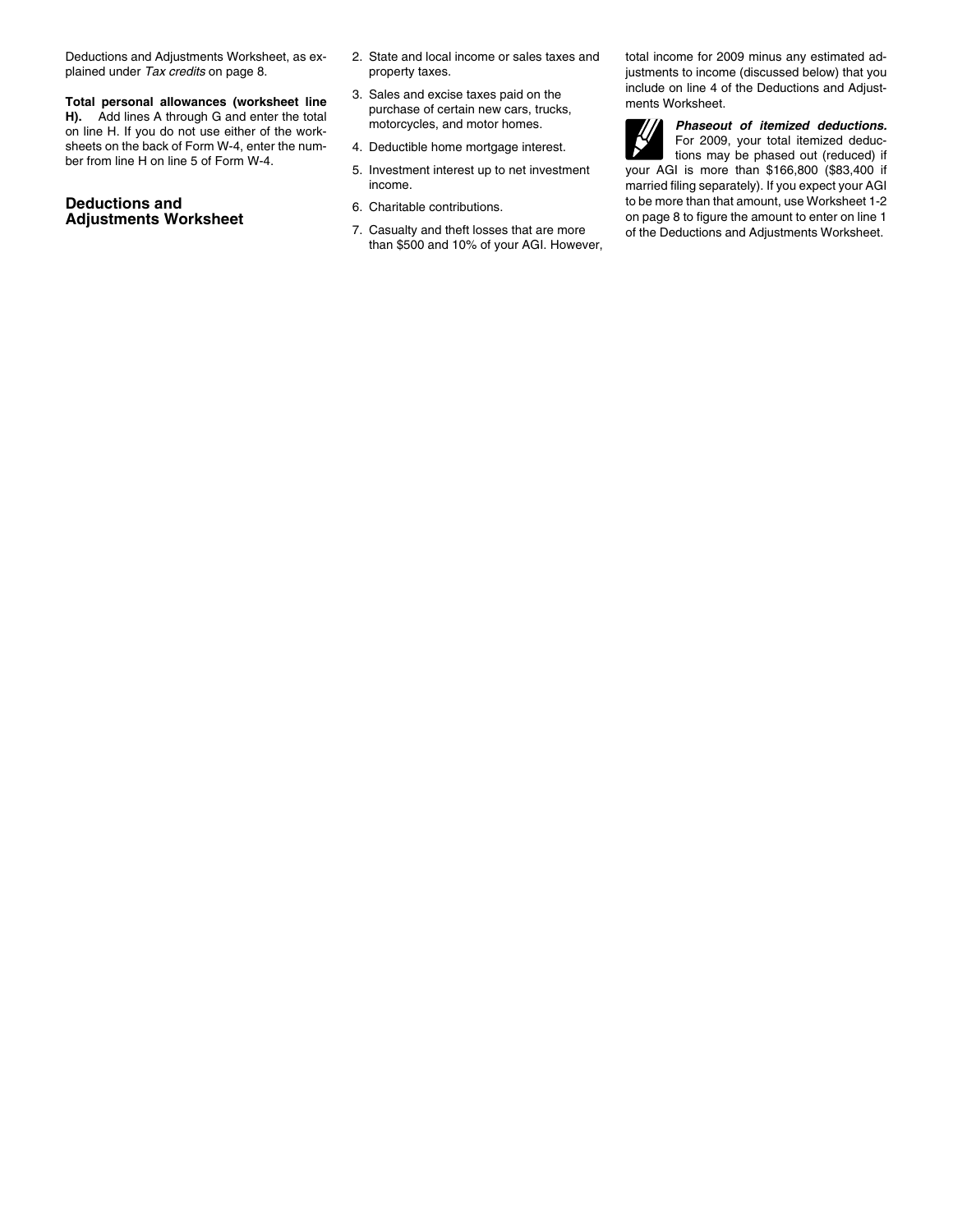Deductions and Adjustments Worksheet, as explained under *Tax credits* on page 8.

**Total personal allowances (worksheet line H).** Add lines A through G and enter the total on line H. If you do not use either of the worksheets on the back of Form W-4, enter the number from line H on line 5 of Form W-4.

## Deductions and Adjustments Worksheet

2. State and local income or sales taxes and property taxes.
3. Sales and excise taxes paid on the purchase of certain new cars, trucks, motorcycles, and motor homes.
4. Deductible home mortgage interest.
5. Investment interest up to net investment income.
6. Charitable contributions.
7. Casualty and theft losses that are more than $500 and 10% of your AGI. However, total income for 2009 minus any estimated adjustments to income (discussed below) that you include on line 4 of the Deductions and Adjustments Worksheet.

***Phaseout of itemized deductions.*** For 2009, your total itemized deductions may be phased out (reduced) if your AGI is more than $166,800 ($83,400 if married filing separately). If you expect your AGI to be more than that amount, use Worksheet 1-2 on page 8 to figure the amount to enter on line 1 of the Deductions and Adjustments Worksheet.